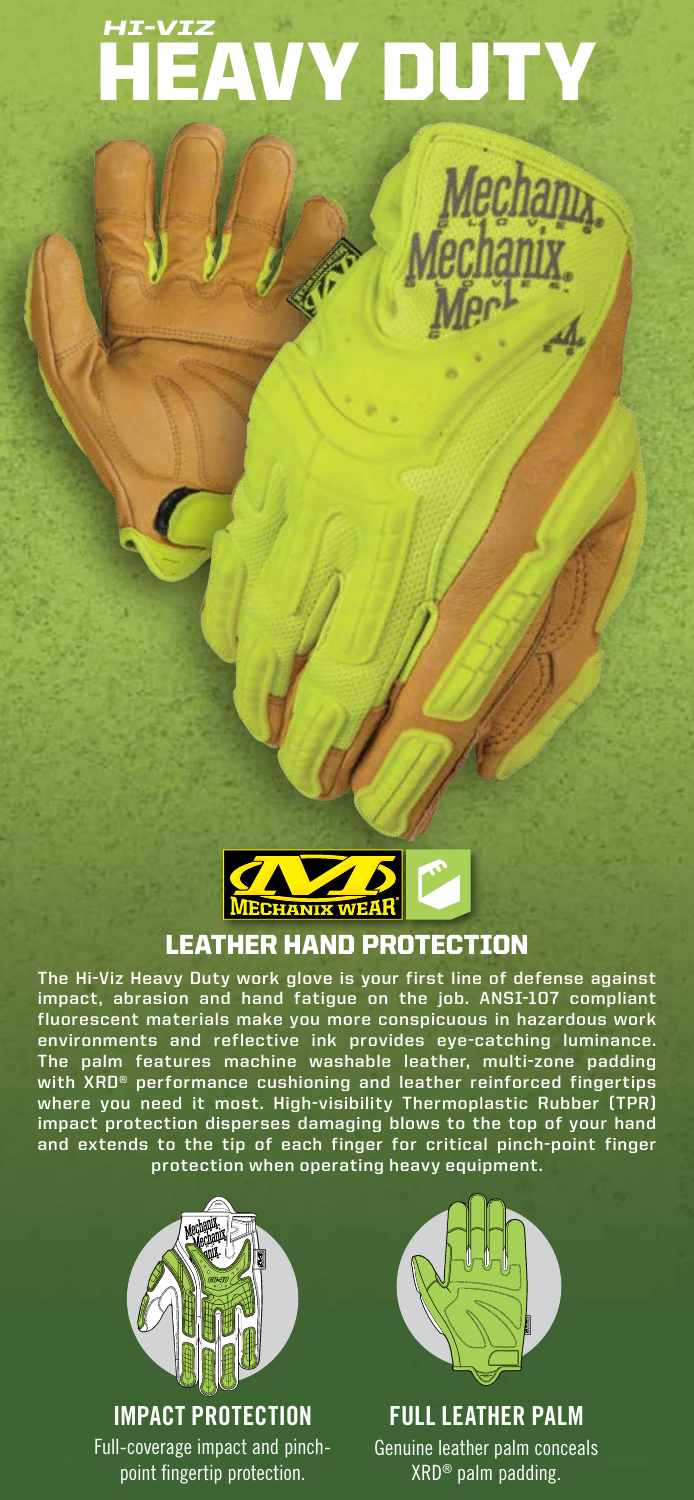# *HI-VIZ* HEAVY DUTY

## LEATHER HAND PROTECTION

The Hi-Viz Heavy Duty work glove is your first line of defense against impact, abrasion and hand fatigue on the job. ANSI-107 compliant fluorescent materials make you more conspicuous in hazardous work environments and reflective ink provides eye-catching luminance. The palm features machine washable leather, multi-zone padding with XRD® performance cushioning and leather reinforced fingertips where you need it most. High-visibility Thermoplastic Rubber (TPR) impact protection disperses damaging blows to the top of your hand and extends to the tip of each finger for critical pinch-point finger protection when operating heavy equipment.

### IMPACT PROTECTION

Full-coverage impact and pinch-point fingertip protection.

### FULL LEATHER PALM

Genuine leather palm conceals XRD® palm padding.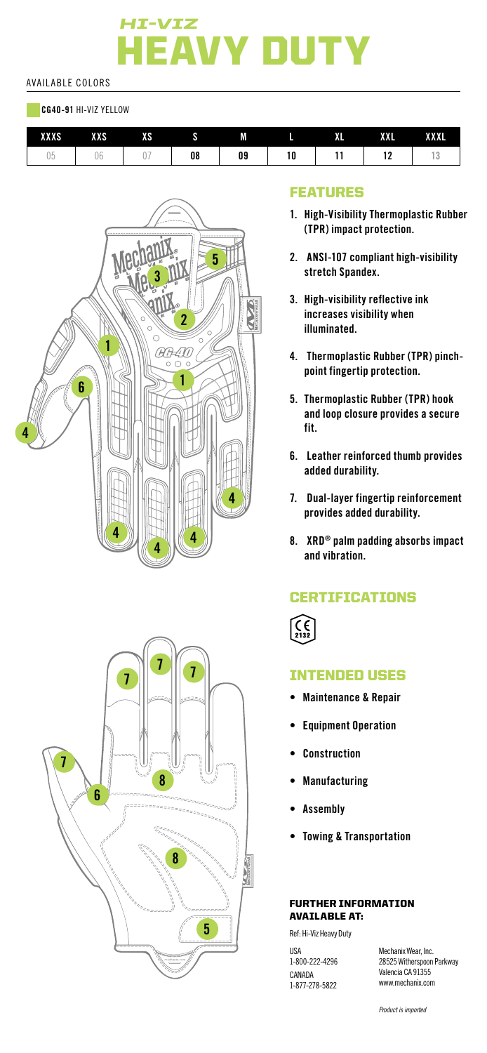# *HI-VIZ* HEAVY DUTY

AVAILABLE COLORS

**CG40-91** HI-VIZ YELLOW

| XXXS | XXS | XS | S | M | L | XL | XXL | XXXL |
|---|---|---|---|---|---|---|---|---|
| 05 | 06 | 07 | 08 | 09 | 10 | 11 | 12 | 13 |

## FEATURES

1. High-Visibility Thermoplastic Rubber (TPR) impact protection.
2. ANSI-107 compliant high-visibility stretch Spandex.
3. High-visibility reflective ink increases visibility when illuminated.
4. Thermoplastic Rubber (TPR) pinch-point fingertip protection.
5. Thermoplastic Rubber (TPR) hook and loop closure provides a secure fit.
6. Leather reinforced thumb provides added durability.
7. Dual-layer fingertip reinforcement provides added durability.
8. XRD® palm padding absorbs impact and vibration.

## CERTIFICATIONS

CE 2132

## INTENDED USES

- Maintenance & Repair
- Equipment Operation
- Construction
- Manufacturing
- Assembly
- Towing & Transportation

### FURTHER INFORMATION AVAILABLE AT:

Ref: Hi-Viz Heavy Duty

USA
1-800-222-4296
CANADA
1-877-278-5822

Mechanix Wear, Inc.
28525 Witherspoon Parkway
Valencia CA 91355
www.mechanix.com

*Product is imported*